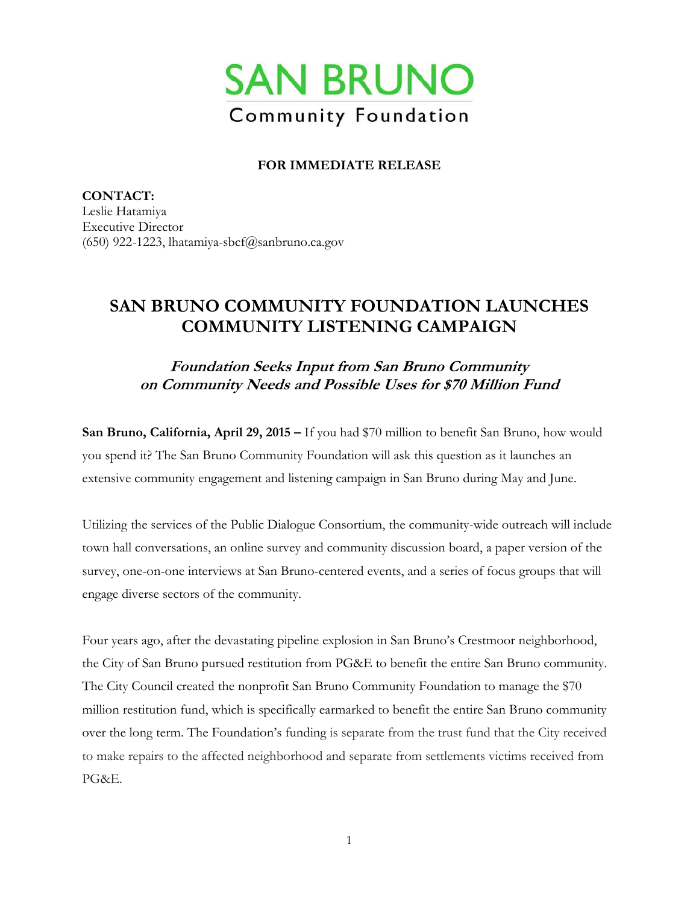# SAN BRUNO
Community Foundation

**FOR IMMEDIATE RELEASE**

**CONTACT:**
Leslie Hatamiya
Executive Director
(650) 922-1223, lhatamiya-sbcf@sanbruno.ca.gov

## SAN BRUNO COMMUNITY FOUNDATION LAUNCHES COMMUNITY LISTENING CAMPAIGN

### *Foundation Seeks Input from San Bruno Community on Community Needs and Possible Uses for $70 Million Fund*

**San Bruno, California, April 29, 2015 –** If you had $70 million to benefit San Bruno, how would you spend it? The San Bruno Community Foundation will ask this question as it launches an extensive community engagement and listening campaign in San Bruno during May and June.

Utilizing the services of the Public Dialogue Consortium, the community-wide outreach will include town hall conversations, an online survey and community discussion board, a paper version of the survey, one-on-one interviews at San Bruno-centered events, and a series of focus groups that will engage diverse sectors of the community.

Four years ago, after the devastating pipeline explosion in San Bruno's Crestmoor neighborhood, the City of San Bruno pursued restitution from PG&E to benefit the entire San Bruno community. The City Council created the nonprofit San Bruno Community Foundation to manage the $70 million restitution fund, which is specifically earmarked to benefit the entire San Bruno community over the long term. The Foundation's funding is separate from the trust fund that the City received to make repairs to the affected neighborhood and separate from settlements victims received from PG&E.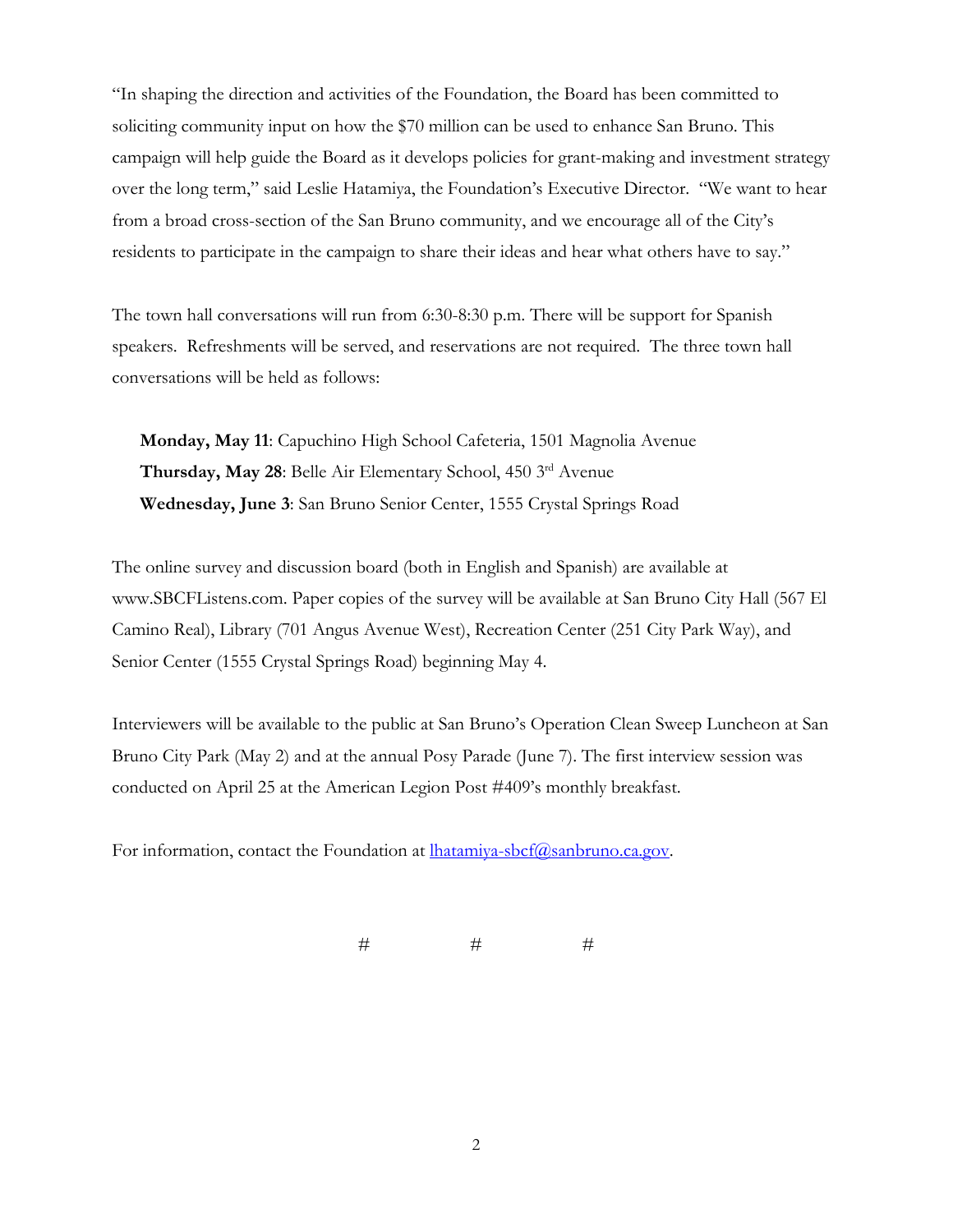"In shaping the direction and activities of the Foundation, the Board has been committed to soliciting community input on how the $70 million can be used to enhance San Bruno. This campaign will help guide the Board as it develops policies for grant-making and investment strategy over the long term," said Leslie Hatamiya, the Foundation's Executive Director. "We want to hear from a broad cross-section of the San Bruno community, and we encourage all of the City's residents to participate in the campaign to share their ideas and hear what others have to say."

The town hall conversations will run from 6:30-8:30 p.m. There will be support for Spanish speakers. Refreshments will be served, and reservations are not required. The three town hall conversations will be held as follows:

**Monday, May 11**: Capuchino High School Cafeteria, 1501 Magnolia Avenue
**Thursday, May 28**: Belle Air Elementary School, 450 3rd Avenue
**Wednesday, June 3**: San Bruno Senior Center, 1555 Crystal Springs Road

The online survey and discussion board (both in English and Spanish) are available at www.SBCFListens.com. Paper copies of the survey will be available at San Bruno City Hall (567 El Camino Real), Library (701 Angus Avenue West), Recreation Center (251 City Park Way), and Senior Center (1555 Crystal Springs Road) beginning May 4.

Interviewers will be available to the public at San Bruno's Operation Clean Sweep Luncheon at San Bruno City Park (May 2) and at the annual Posy Parade (June 7). The first interview session was conducted on April 25 at the American Legion Post #409's monthly breakfast.

For information, contact the Foundation at lhatamiya-sbcf@sanbruno.ca.gov.

# # #